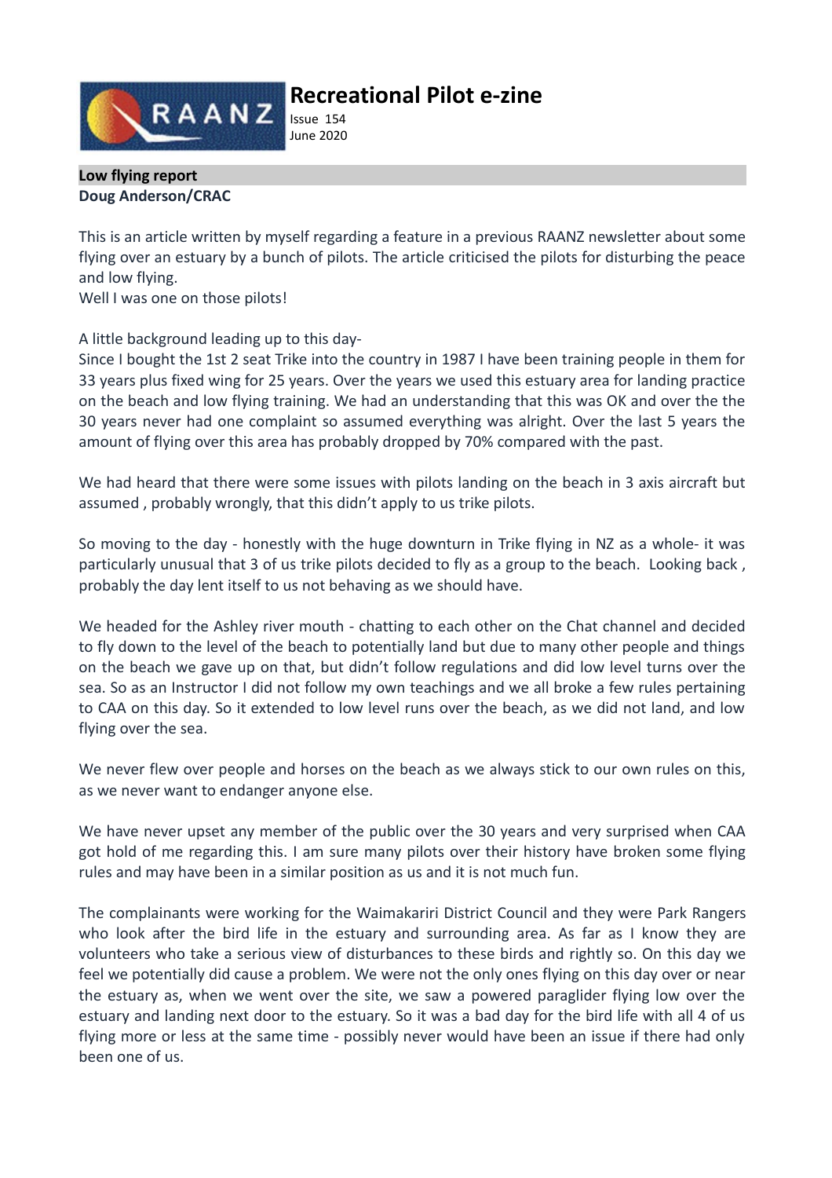# Recreational Pilot e-zine

Issue 154
June 2020

## Low flying report

**Doug Anderson/CRAC**

This is an article written by myself regarding a feature in a previous RAANZ newsletter about some flying over an estuary by a bunch of pilots. The article criticised the pilots for disturbing the peace and low flying.
Well I was one on those pilots!

A little background leading up to this day-
Since I bought the 1st 2 seat Trike into the country in 1987 I have been training people in them for 33 years plus fixed wing for 25 years. Over the years we used this estuary area for landing practice on the beach and low flying training. We had an understanding that this was OK and over the the 30 years never had one complaint so assumed everything was alright. Over the last 5 years the amount of flying over this area has probably dropped by 70% compared with the past.

We had heard that there were some issues with pilots landing on the beach in 3 axis aircraft but assumed , probably wrongly, that this didn't apply to us trike pilots.

So moving to the day - honestly with the huge downturn in Trike flying in NZ as a whole- it was particularly unusual that 3 of us trike pilots decided to fly as a group to the beach. Looking back , probably the day lent itself to us not behaving as we should have.

We headed for the Ashley river mouth - chatting to each other on the Chat channel and decided to fly down to the level of the beach to potentially land but due to many other people and things on the beach we gave up on that, but didn't follow regulations and did low level turns over the sea. So as an Instructor I did not follow my own teachings and we all broke a few rules pertaining to CAA on this day. So it extended to low level runs over the beach, as we did not land, and low flying over the sea.

We never flew over people and horses on the beach as we always stick to our own rules on this, as we never want to endanger anyone else.

We have never upset any member of the public over the 30 years and very surprised when CAA got hold of me regarding this. I am sure many pilots over their history have broken some flying rules and may have been in a similar position as us and it is not much fun.

The complainants were working for the Waimakariri District Council and they were Park Rangers who look after the bird life in the estuary and surrounding area. As far as I know they are volunteers who take a serious view of disturbances to these birds and rightly so. On this day we feel we potentially did cause a problem. We were not the only ones flying on this day over or near the estuary as, when we went over the site, we saw a powered paraglider flying low over the estuary and landing next door to the estuary. So it was a bad day for the bird life with all 4 of us flying more or less at the same time - possibly never would have been an issue if there had only been one of us.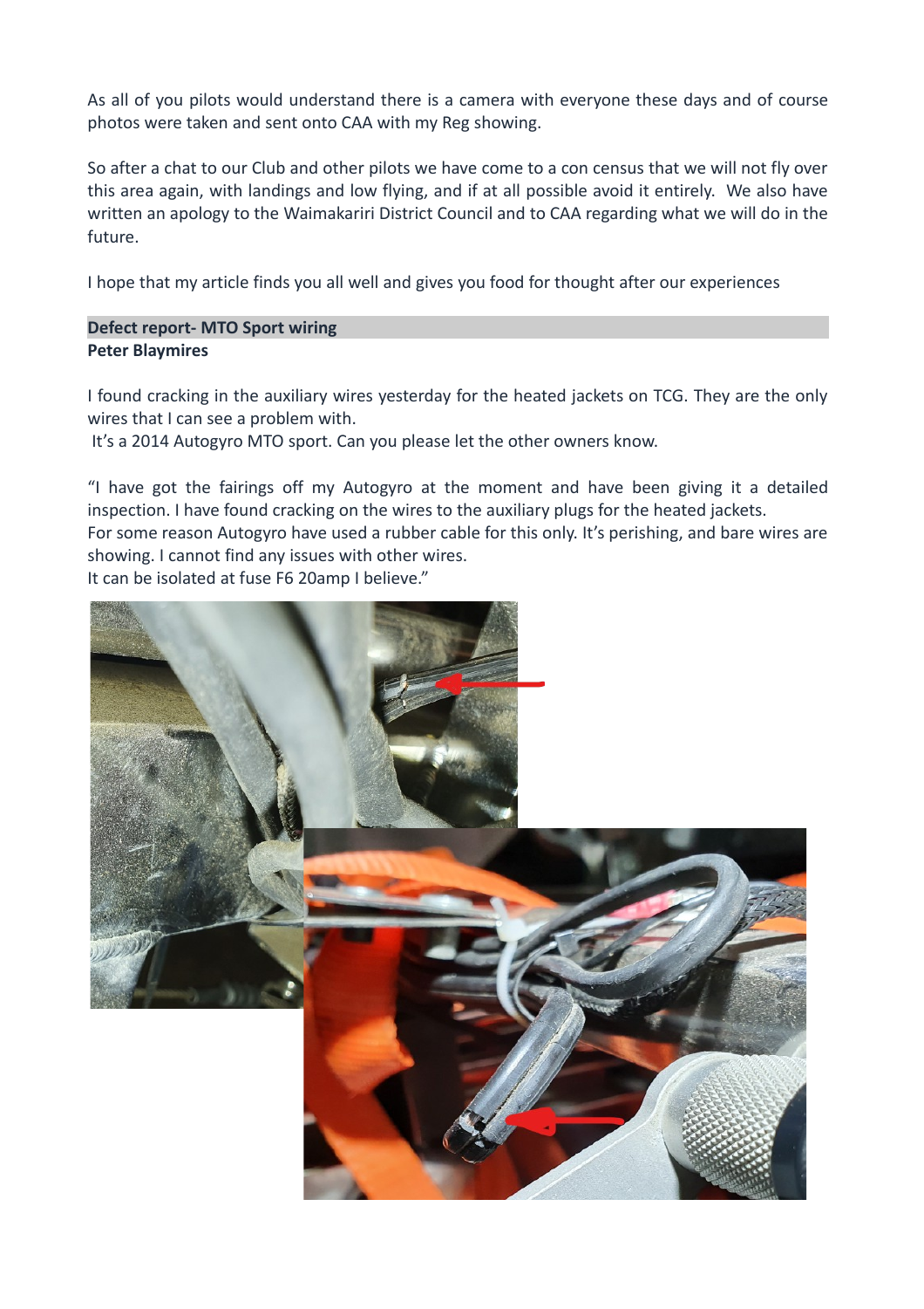As all of you pilots would understand there is a camera with everyone these days and of course photos were taken and sent onto CAA with my Reg showing.

So after a chat to our Club and other pilots we have come to a con census that we will not fly over this area again, with landings and low flying, and if at all possible avoid it entirely. We also have written an apology to the Waimakariri District Council and to CAA regarding what we will do in the future.

I hope that my article finds you all well and gives you food for thought after our experiences

## Defect report- MTO Sport wiring

**Peter Blaymires**

I found cracking in the auxiliary wires yesterday for the heated jackets on TCG. They are the only wires that I can see a problem with.

It's a 2014 Autogyro MTO sport. Can you please let the other owners know.

"I have got the fairings off my Autogyro at the moment and have been giving it a detailed inspection. I have found cracking on the wires to the auxiliary plugs for the heated jackets.
For some reason Autogyro have used a rubber cable for this only. It's perishing, and bare wires are showing. I cannot find any issues with other wires.
It can be isolated at fuse F6 20amp I believe."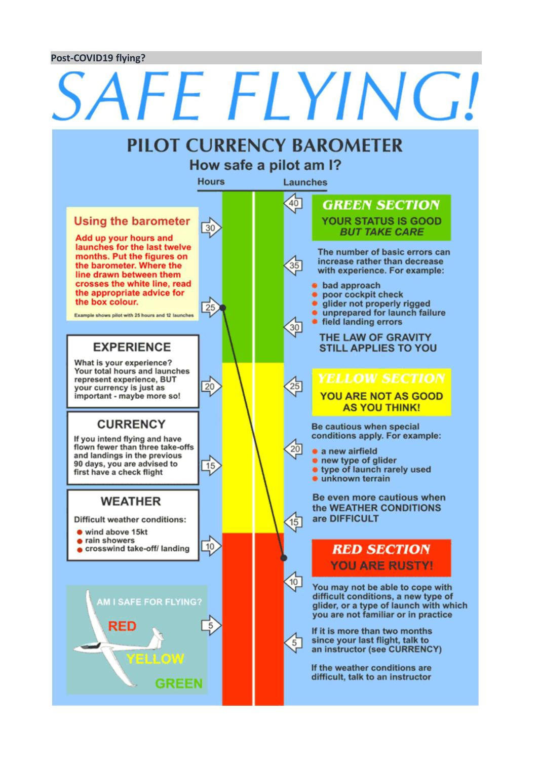Post-COVID19 flying?

# SAFE FLYING!

## PILOT CURRENCY BAROMETER

### How safe a pilot am I?

Hours | Launches

### Using the barometer

Add up your hours and launches for the last twelve months. Put the figures on the barometer. Where the line drawn between them crosses the white line, read the appropriate advice for the box colour.

Example shows pilot with 25 hours and 12 launches

### EXPERIENCE

What is your experience? Your total hours and launches represent experience, BUT your currency is just as important - maybe more so!

### CURRENCY

If you intend flying and have flown fewer than three take-offs and landings in the previous 90 days, you are advised to first have a check flight

### WEATHER

Difficult weather conditions:

- wind above 15kt
- rain showers
- crosswind take-off/ landing

AM I SAFE FOR FLYING? RED YELLOW GREEN

### GREEN SECTION

**YOUR STATUS IS GOOD *BUT TAKE CARE***

The number of basic errors can increase rather than decrease with experience. For example:

- bad approach
- poor cockpit check
- glider not properly rigged
- unprepared for launch failure
- field landing errors

THE LAW OF GRAVITY STILL APPLIES TO YOU

### YELLOW SECTION

**YOU ARE NOT AS GOOD AS YOU THINK!**

Be cautious when special conditions apply. For example:

- a new airfield
- new type of glider
- type of launch rarely used
- unknown terrain

Be even more cautious when the WEATHER CONDITIONS are DIFFICULT

### RED SECTION

**YOU ARE RUSTY!**

You may not be able to cope with difficult conditions, a new type of glider, or a type of launch with which you are not familiar or in practice

If it is more than two months since your last flight, talk to an instructor (see CURRENCY)

If the weather conditions are difficult, talk to an instructor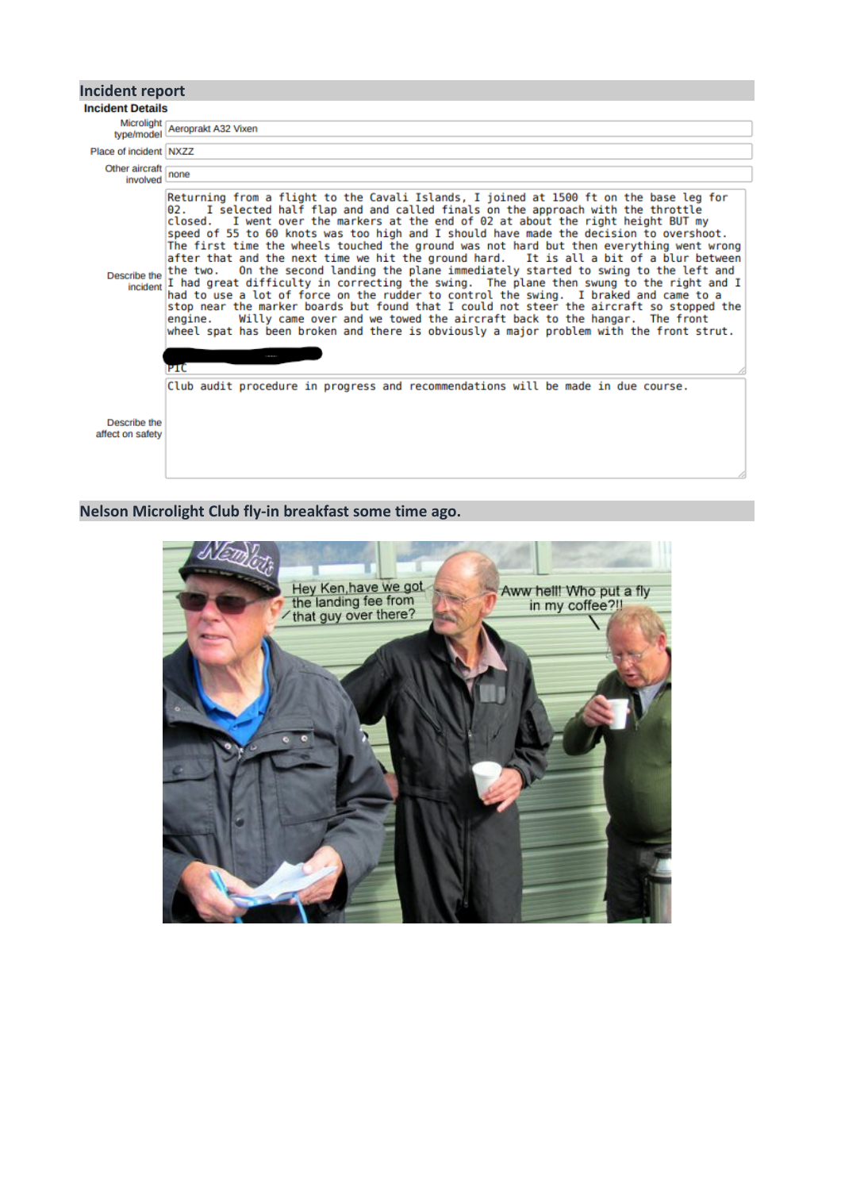## Incident report

### Incident Details

| Field | Value |
|---|---|
| Microlight type/model | Aeroprakt A32 Vixen |
| Place of incident | NXZZ |
| Other aircraft involved | none |
| Describe the incident | Returning from a flight to the Cavali Islands, I joined at 1500 ft on the base leg for 02. I selected half flap and and called finals on the approach with the throttle closed. I went over the markers at the end of 02 at about the right height BUT my speed of 55 to 60 knots was too high and I should have made the decision to overshoot. The first time the wheels touched the ground was not hard but then everything went wrong after that and the next time we hit the ground hard. It is all a bit of a blur between the two. On the second landing the plane immediately started to swing to the left and I had great difficulty in correcting the swing. The plane then swung to the right and I had to use a lot of force on the rudder to control the swing. I braked and came to a stop near the marker boards but found that I could not steer the aircraft so stopped the engine. Willy came over and we towed the aircraft back to the hangar. The front wheel spat has been broken and there is obviously a major problem with the front strut.<br><br>PIC |
| Describe the affect on safety | Club audit procedure in progress and recommendations will be made in due course. |

## Nelson Microlight Club fly-in breakfast some time ago.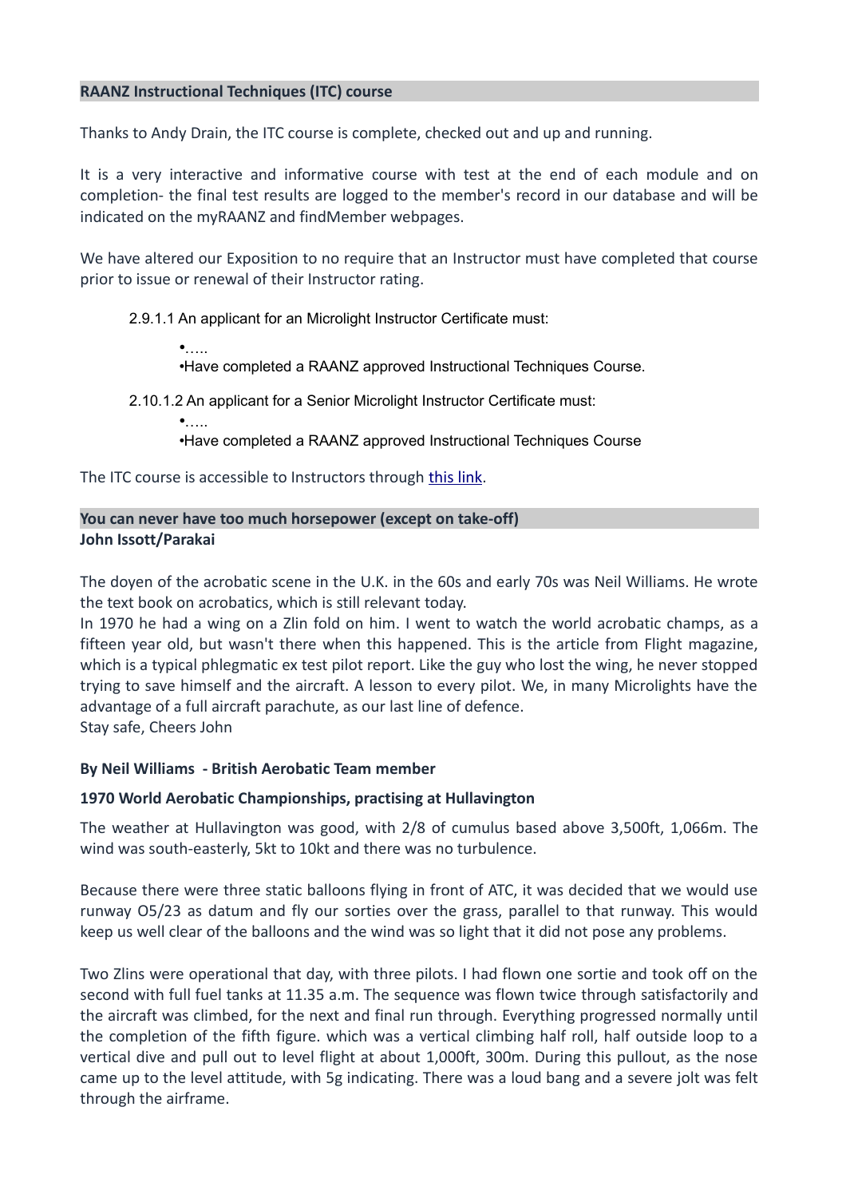## RAANZ Instructional Techniques (ITC) course

Thanks to Andy Drain, the ITC course is complete, checked out and up and running.

It is a very interactive and informative course with test at the end of each module and on completion- the final test results are logged to the member's record in our database and will be indicated on the myRAANZ and findMember webpages.

We have altered our Exposition to no require that an Instructor must have completed that course prior to issue or renewal of their Instructor rating.

> 2.9.1.1 An applicant for an Microlight Instructor Certificate must:
>
> •…..
> •Have completed a RAANZ approved Instructional Techniques Course.
>
> 2.10.1.2 An applicant for a Senior Microlight Instructor Certificate must:
>
> •…..
> •Have completed a RAANZ approved Instructional Techniques Course

The ITC course is accessible to Instructors through this link.

## You can never have too much horsepower (except on take-off)

**John Issott/Parakai**

The doyen of the acrobatic scene in the U.K. in the 60s and early 70s was Neil Williams. He wrote the text book on acrobatics, which is still relevant today.
In 1970 he had a wing on a Zlin fold on him. I went to watch the world acrobatic champs, as a fifteen year old, but wasn't there when this happened. This is the article from Flight magazine, which is a typical phlegmatic ex test pilot report. Like the guy who lost the wing, he never stopped trying to save himself and the aircraft. A lesson to every pilot. We, in many Microlights have the advantage of a full aircraft parachute, as our last line of defence.
Stay safe, Cheers John

**By Neil Williams - British Aerobatic Team member**

**1970 World Aerobatic Championships, practising at Hullavington**

The weather at Hullavington was good, with 2/8 of cumulus based above 3,500ft, 1,066m. The wind was south-easterly, 5kt to 10kt and there was no turbulence.

Because there were three static balloons flying in front of ATC, it was decided that we would use runway 05/23 as datum and fly our sorties over the grass, parallel to that runway. This would keep us well clear of the balloons and the wind was so light that it did not pose any problems.

Two Zlins were operational that day, with three pilots. I had flown one sortie and took off on the second with full fuel tanks at 11.35 a.m. The sequence was flown twice through satisfactorily and the aircraft was climbed, for the next and final run through. Everything progressed normally until the completion of the fifth figure. which was a vertical climbing half roll, half outside loop to a vertical dive and pull out to level flight at about 1,000ft, 300m. During this pullout, as the nose came up to the level attitude, with 5g indicating. There was a loud bang and a severe jolt was felt through the airframe.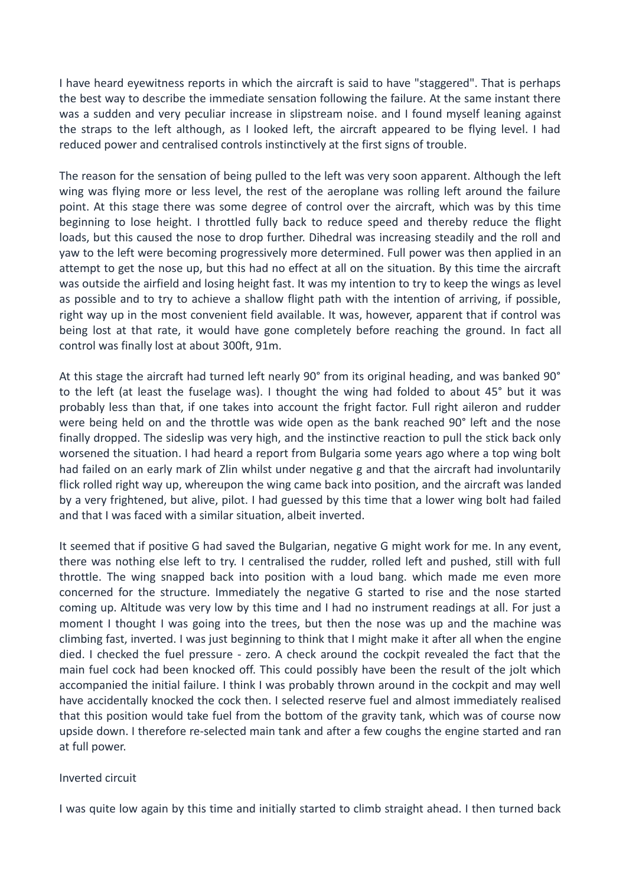I have heard eyewitness reports in which the aircraft is said to have "staggered". That is perhaps the best way to describe the immediate sensation following the failure. At the same instant there was a sudden and very peculiar increase in slipstream noise. and I found myself leaning against the straps to the left although, as I looked left, the aircraft appeared to be flying level. I had reduced power and centralised controls instinctively at the first signs of trouble.

The reason for the sensation of being pulled to the left was very soon apparent. Although the left wing was flying more or less level, the rest of the aeroplane was rolling left around the failure point. At this stage there was some degree of control over the aircraft, which was by this time beginning to lose height. I throttled fully back to reduce speed and thereby reduce the flight loads, but this caused the nose to drop further. Dihedral was increasing steadily and the roll and yaw to the left were becoming progressively more determined. Full power was then applied in an attempt to get the nose up, but this had no effect at all on the situation. By this time the aircraft was outside the airfield and losing height fast. It was my intention to try to keep the wings as level as possible and to try to achieve a shallow flight path with the intention of arriving, if possible, right way up in the most convenient field available. It was, however, apparent that if control was being lost at that rate, it would have gone completely before reaching the ground. In fact all control was finally lost at about 300ft, 91m.

At this stage the aircraft had turned left nearly 90° from its original heading, and was banked 90° to the left (at least the fuselage was). I thought the wing had folded to about 45° but it was probably less than that, if one takes into account the fright factor. Full right aileron and rudder were being held on and the throttle was wide open as the bank reached 90° left and the nose finally dropped. The sideslip was very high, and the instinctive reaction to pull the stick back only worsened the situation. I had heard a report from Bulgaria some years ago where a top wing bolt had failed on an early mark of Zlin whilst under negative g and that the aircraft had involuntarily flick rolled right way up, whereupon the wing came back into position, and the aircraft was landed by a very frightened, but alive, pilot. I had guessed by this time that a lower wing bolt had failed and that I was faced with a similar situation, albeit inverted.

It seemed that if positive G had saved the Bulgarian, negative G might work for me. In any event, there was nothing else left to try. I centralised the rudder, rolled left and pushed, still with full throttle. The wing snapped back into position with a loud bang. which made me even more concerned for the structure. Immediately the negative G started to rise and the nose started coming up. Altitude was very low by this time and I had no instrument readings at all. For just a moment I thought I was going into the trees, but then the nose was up and the machine was climbing fast, inverted. I was just beginning to think that I might make it after all when the engine died. I checked the fuel pressure - zero. A check around the cockpit revealed the fact that the main fuel cock had been knocked off. This could possibly have been the result of the jolt which accompanied the initial failure. I think I was probably thrown around in the cockpit and may well have accidentally knocked the cock then. I selected reserve fuel and almost immediately realised that this position would take fuel from the bottom of the gravity tank, which was of course now upside down. I therefore re-selected main tank and after a few coughs the engine started and ran at full power.

## Inverted circuit

I was quite low again by this time and initially started to climb straight ahead. I then turned back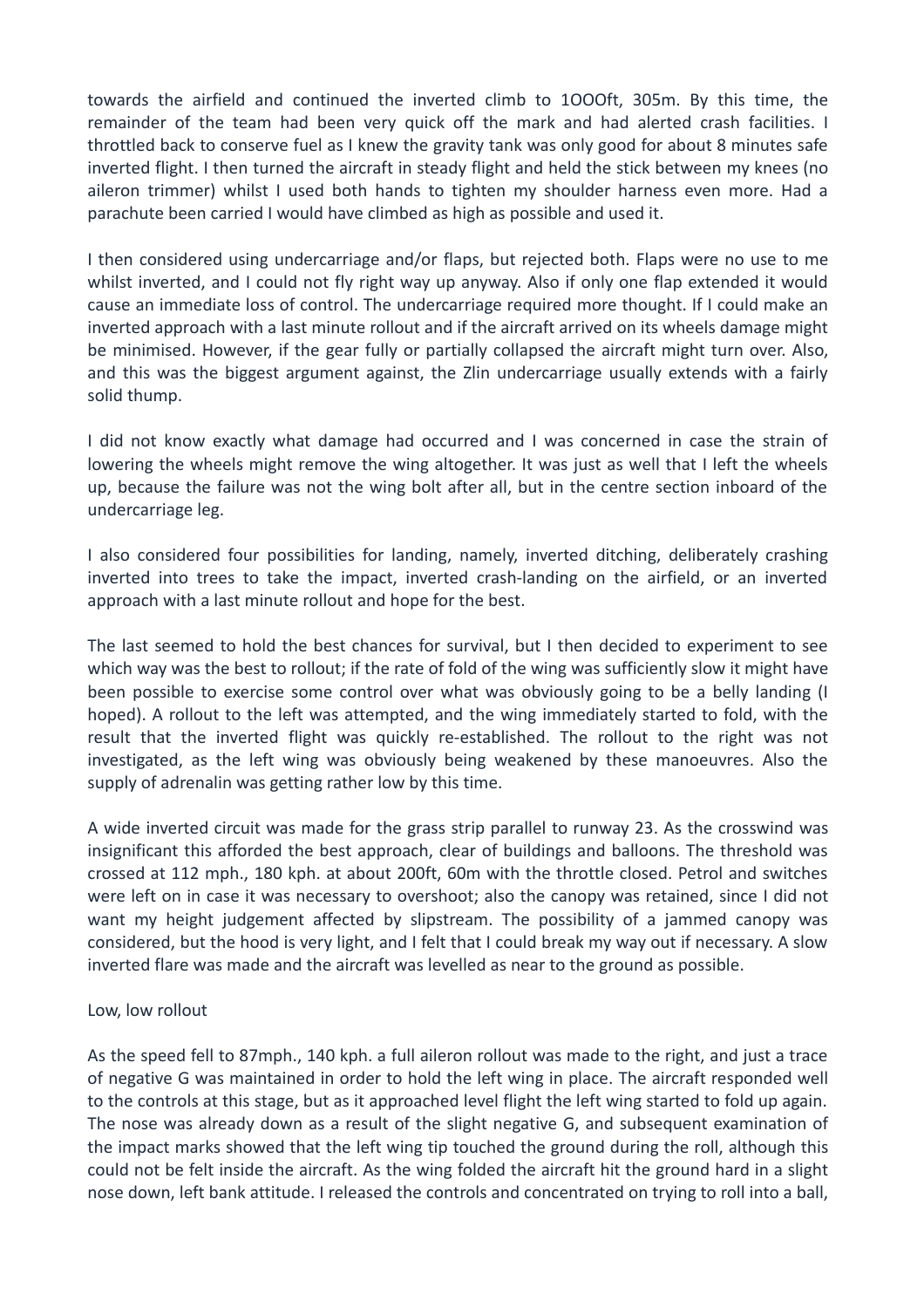towards the airfield and continued the inverted climb to 1OOOft, 305m. By this time, the remainder of the team had been very quick off the mark and had alerted crash facilities. I throttled back to conserve fuel as I knew the gravity tank was only good for about 8 minutes safe inverted flight. I then turned the aircraft in steady flight and held the stick between my knees (no aileron trimmer) whilst I used both hands to tighten my shoulder harness even more. Had a parachute been carried I would have climbed as high as possible and used it.

I then considered using undercarriage and/or flaps, but rejected both. Flaps were no use to me whilst inverted, and I could not fly right way up anyway. Also if only one flap extended it would cause an immediate loss of control. The undercarriage required more thought. If I could make an inverted approach with a last minute rollout and if the aircraft arrived on its wheels damage might be minimised. However, if the gear fully or partially collapsed the aircraft might turn over. Also, and this was the biggest argument against, the Zlin undercarriage usually extends with a fairly solid thump.

I did not know exactly what damage had occurred and I was concerned in case the strain of lowering the wheels might remove the wing altogether. It was just as well that I left the wheels up, because the failure was not the wing bolt after all, but in the centre section inboard of the undercarriage leg.

I also considered four possibilities for landing, namely, inverted ditching, deliberately crashing inverted into trees to take the impact, inverted crash-landing on the airfield, or an inverted approach with a last minute rollout and hope for the best.

The last seemed to hold the best chances for survival, but I then decided to experiment to see which way was the best to rollout; if the rate of fold of the wing was sufficiently slow it might have been possible to exercise some control over what was obviously going to be a belly landing (I hoped). A rollout to the left was attempted, and the wing immediately started to fold, with the result that the inverted flight was quickly re-established. The rollout to the right was not investigated, as the left wing was obviously being weakened by these manoeuvres. Also the supply of adrenalin was getting rather low by this time.

A wide inverted circuit was made for the grass strip parallel to runway 23. As the crosswind was insignificant this afforded the best approach, clear of buildings and balloons. The threshold was crossed at 112 mph., 180 kph. at about 200ft, 60m with the throttle closed. Petrol and switches were left on in case it was necessary to overshoot; also the canopy was retained, since I did not want my height judgement affected by slipstream. The possibility of a jammed canopy was considered, but the hood is very light, and I felt that I could break my way out if necessary. A slow inverted flare was made and the aircraft was levelled as near to the ground as possible.

## Low, low rollout

As the speed fell to 87mph., 140 kph. a full aileron rollout was made to the right, and just a trace of negative G was maintained in order to hold the left wing in place. The aircraft responded well to the controls at this stage, but as it approached level flight the left wing started to fold up again. The nose was already down as a result of the slight negative G, and subsequent examination of the impact marks showed that the left wing tip touched the ground during the roll, although this could not be felt inside the aircraft. As the wing folded the aircraft hit the ground hard in a slight nose down, left bank attitude. I released the controls and concentrated on trying to roll into a ball,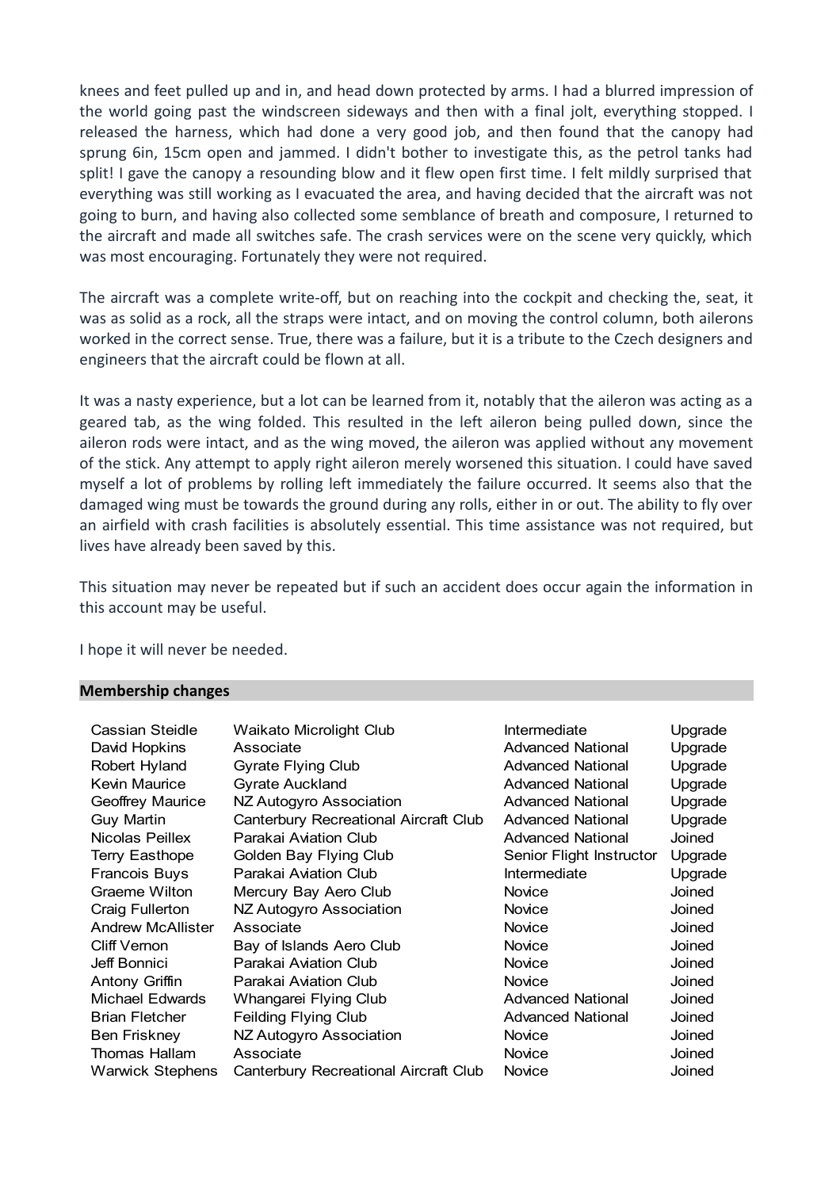knees and feet pulled up and in, and head down protected by arms. I had a blurred impression of the world going past the windscreen sideways and then with a final jolt, everything stopped. I released the harness, which had done a very good job, and then found that the canopy had sprung 6in, 15cm open and jammed. I didn't bother to investigate this, as the petrol tanks had split! I gave the canopy a resounding blow and it flew open first time. I felt mildly surprised that everything was still working as I evacuated the area, and having decided that the aircraft was not going to burn, and having also collected some semblance of breath and composure, I returned to the aircraft and made all switches safe. The crash services were on the scene very quickly, which was most encouraging. Fortunately they were not required.

The aircraft was a complete write-off, but on reaching into the cockpit and checking the, seat, it was as solid as a rock, all the straps were intact, and on moving the control column, both ailerons worked in the correct sense. True, there was a failure, but it is a tribute to the Czech designers and engineers that the aircraft could be flown at all.

It was a nasty experience, but a lot can be learned from it, notably that the aileron was acting as a geared tab, as the wing folded. This resulted in the left aileron being pulled down, since the aileron rods were intact, and as the wing moved, the aileron was applied without any movement of the stick. Any attempt to apply right aileron merely worsened this situation. I could have saved myself a lot of problems by rolling left immediately the failure occurred. It seems also that the damaged wing must be towards the ground during any rolls, either in or out. The ability to fly over an airfield with crash facilities is absolutely essential. This time assistance was not required, but lives have already been saved by this.

This situation may never be repeated but if such an accident does occur again the information in this account may be useful.

I hope it will never be needed.

## Membership changes

| | | | |
|---|---|---|---|
| Cassian Steidle | Waikato Microlight Club | Intermediate | Upgrade |
| David Hopkins | Associate | Advanced National | Upgrade |
| Robert Hyland | Gyrate Flying Club | Advanced National | Upgrade |
| Kevin Maurice | Gyrate Auckland | Advanced National | Upgrade |
| Geoffrey Maurice | NZ Autogyro Association | Advanced National | Upgrade |
| Guy Martin | Canterbury Recreational Aircraft Club | Advanced National | Upgrade |
| Nicolas Peillex | Parakai Aviation Club | Advanced National | Joined |
| Terry Easthope | Golden Bay Flying Club | Senior Flight Instructor | Upgrade |
| Francois Buys | Parakai Aviation Club | Intermediate | Upgrade |
| Graeme Wilton | Mercury Bay Aero Club | Novice | Joined |
| Craig Fullerton | NZ Autogyro Association | Novice | Joined |
| Andrew McAllister | Associate | Novice | Joined |
| Cliff Vernon | Bay of Islands Aero Club | Novice | Joined |
| Jeff Bonnici | Parakai Aviation Club | Novice | Joined |
| Antony Griffin | Parakai Aviation Club | Novice | Joined |
| Michael Edwards | Whangarei Flying Club | Advanced National | Joined |
| Brian Fletcher | Feilding Flying Club | Advanced National | Joined |
| Ben Friskney | NZ Autogyro Association | Novice | Joined |
| Thomas Hallam | Associate | Novice | Joined |
| Warwick Stephens | Canterbury Recreational Aircraft Club | Novice | Joined |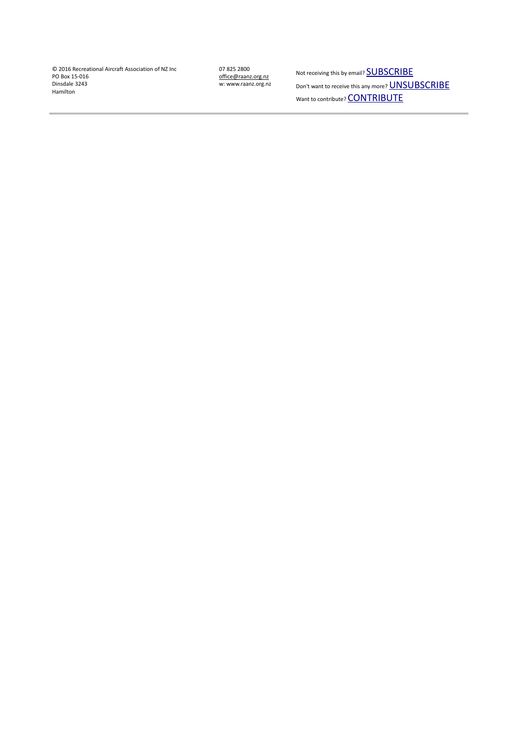© 2016 Recreational Aircraft Association of NZ Inc
PO Box 15-016
Dinsdale 3243
Hamilton

07 825 2800
office@raanz.org.nz
w: www.raanz.org.nz

Not receiving this by email? SUBSCRIBE
Don't want to receive this any more? UNSUBSCRIBE
Want to contribute? CONTRIBUTE